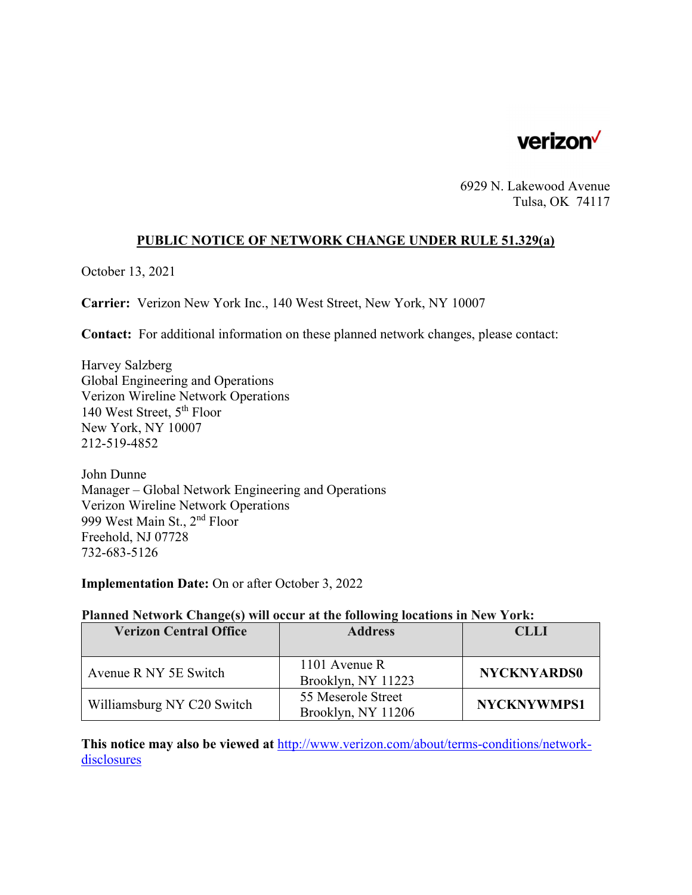verizon

6929 N. Lakewood Avenue
Tulsa, OK 74117

**PUBLIC NOTICE OF NETWORK CHANGE UNDER RULE 51.329(a)**

October 13, 2021

**Carrier:** Verizon New York Inc., 140 West Street, New York, NY 10007

**Contact:** For additional information on these planned network changes, please contact:

Harvey Salzberg
Global Engineering and Operations
Verizon Wireline Network Operations
140 West Street, 5th Floor
New York, NY 10007
212-519-4852

John Dunne
Manager – Global Network Engineering and Operations
Verizon Wireline Network Operations
999 West Main St., 2nd Floor
Freehold, NJ 07728
732-683-5126

**Implementation Date:** On or after October 3, 2022

**Planned Network Change(s) will occur at the following locations in New York:**

| Verizon Central Office | Address | CLLI |
|---|---|---|
| Avenue R NY 5E Switch | 1101 Avenue R<br>Brooklyn, NY 11223 | **NYCKNYARDS0** |
| Williamsburg NY C20 Switch | 55 Meserole Street<br>Brooklyn, NY 11206 | **NYCKNYWMPS1** |

**This notice may also be viewed at** http://www.verizon.com/about/terms-conditions/network-disclosures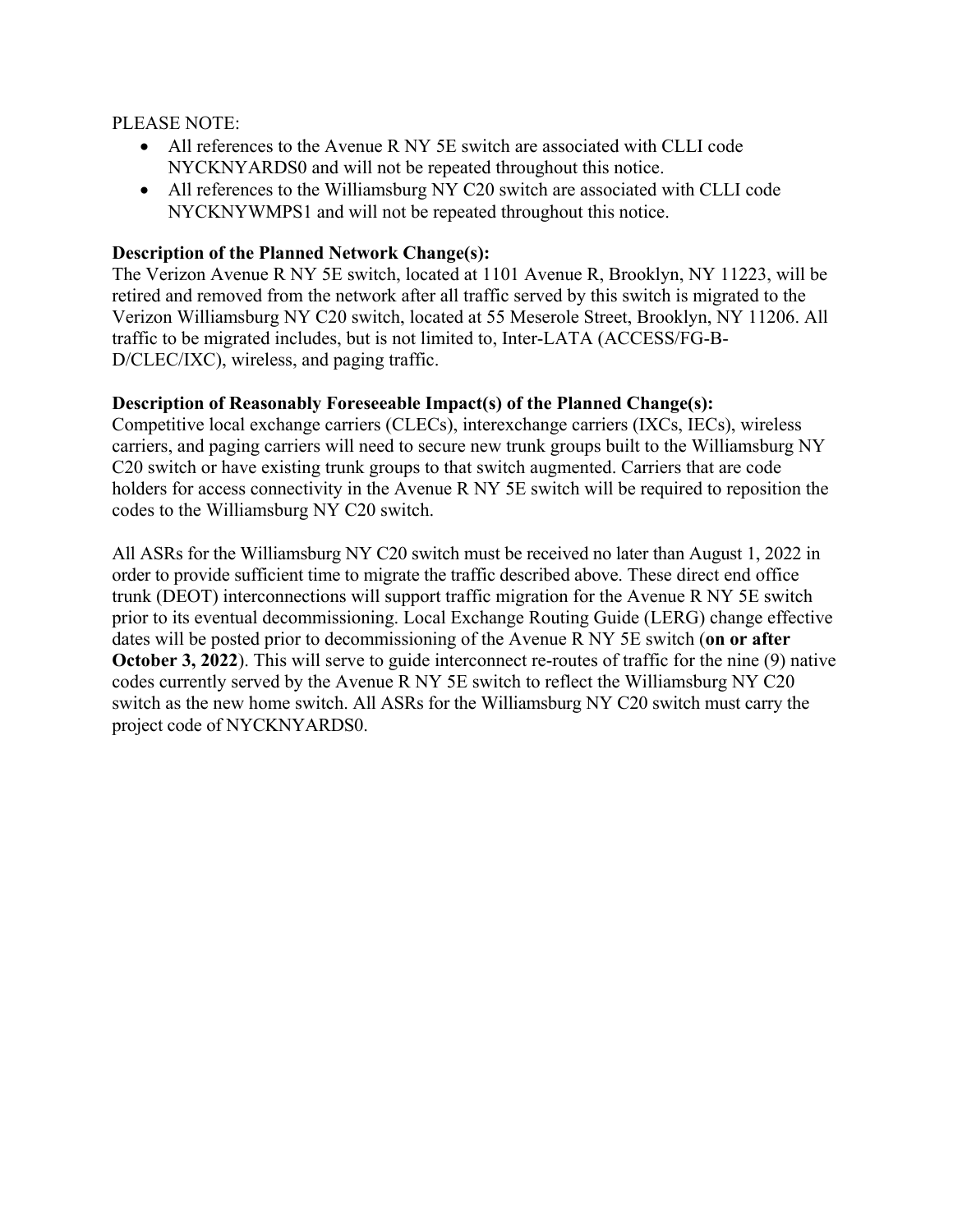PLEASE NOTE:

- All references to the Avenue R NY 5E switch are associated with CLLI code NYCKNYARDS0 and will not be repeated throughout this notice.
- All references to the Williamsburg NY C20 switch are associated with CLLI code NYCKNYWMPS1 and will not be repeated throughout this notice.

**Description of the Planned Network Change(s):**

The Verizon Avenue R NY 5E switch, located at 1101 Avenue R, Brooklyn, NY 11223, will be retired and removed from the network after all traffic served by this switch is migrated to the Verizon Williamsburg NY C20 switch, located at 55 Meserole Street, Brooklyn, NY 11206. All traffic to be migrated includes, but is not limited to, Inter-LATA (ACCESS/FG-B-D/CLEC/IXC), wireless, and paging traffic.

**Description of Reasonably Foreseeable Impact(s) of the Planned Change(s):**

Competitive local exchange carriers (CLECs), interexchange carriers (IXCs, IECs), wireless carriers, and paging carriers will need to secure new trunk groups built to the Williamsburg NY C20 switch or have existing trunk groups to that switch augmented. Carriers that are code holders for access connectivity in the Avenue R NY 5E switch will be required to reposition the codes to the Williamsburg NY C20 switch.

All ASRs for the Williamsburg NY C20 switch must be received no later than August 1, 2022 in order to provide sufficient time to migrate the traffic described above. These direct end office trunk (DEOT) interconnections will support traffic migration for the Avenue R NY 5E switch prior to its eventual decommissioning. Local Exchange Routing Guide (LERG) change effective dates will be posted prior to decommissioning of the Avenue R NY 5E switch (**on or after October 3, 2022**). This will serve to guide interconnect re-routes of traffic for the nine (9) native codes currently served by the Avenue R NY 5E switch to reflect the Williamsburg NY C20 switch as the new home switch. All ASRs for the Williamsburg NY C20 switch must carry the project code of NYCKNYARDS0.